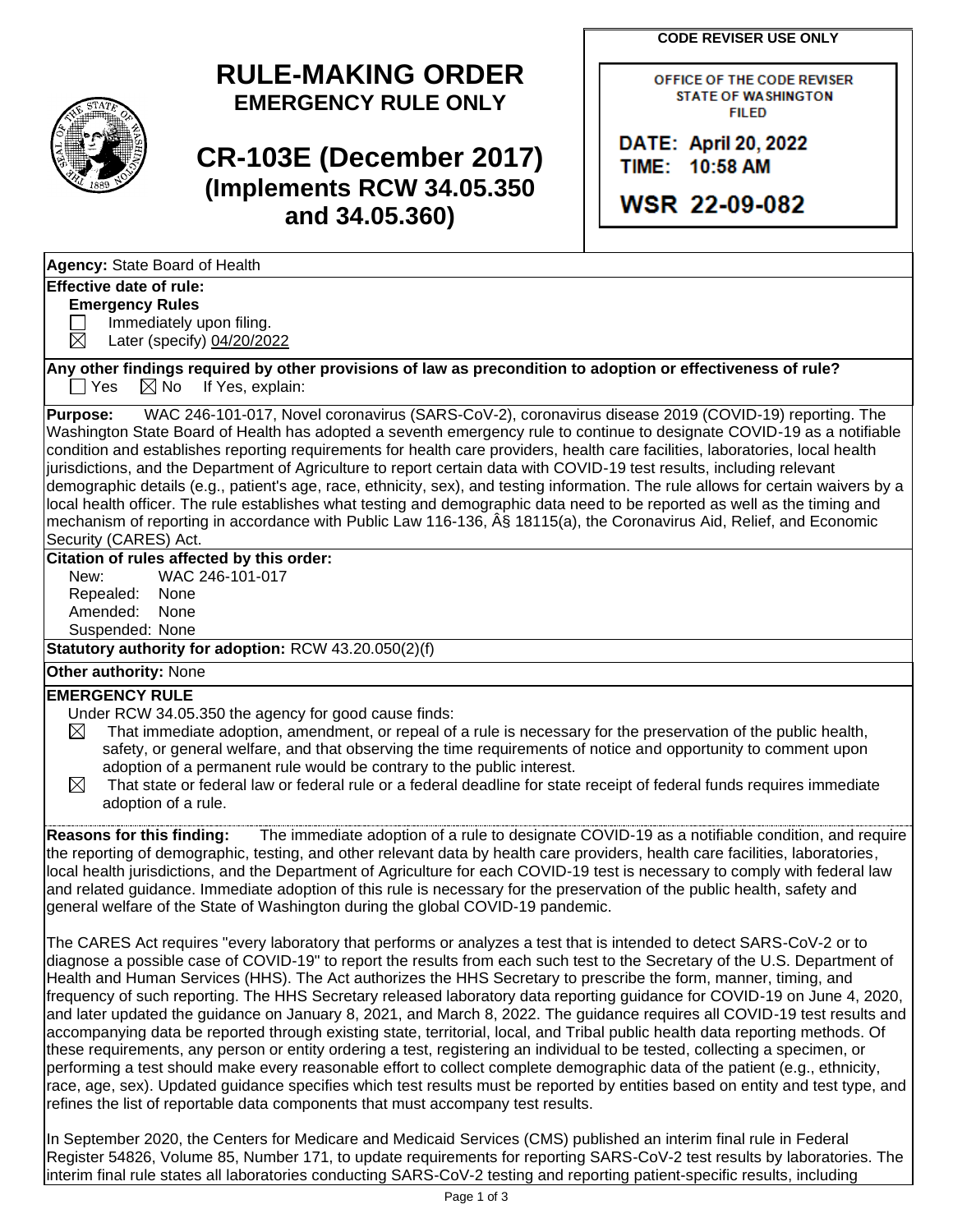# RULE-MAKING ORDER
## EMERGENCY RULE ONLY

# CR-103E (December 2017)
## (Implements RCW 34.05.350 and 34.05.360)

**CODE REVISER USE ONLY**

OFFICE OF THE CODE REVISER
STATE OF WASHINGTON
FILED

DATE: April 20, 2022
TIME: 10:58 AM

WSR 22-09-082

**Agency:** State Board of Health

**Effective date of rule:**

**Emergency Rules**

☐ Immediately upon filing.
☒ Later (specify) 04/20/2022

**Any other findings required by other provisions of law as precondition to adoption or effectiveness of rule?**
☐ Yes ☒ No If Yes, explain:

**Purpose:** WAC 246-101-017, Novel coronavirus (SARS-CoV-2), coronavirus disease 2019 (COVID-19) reporting. The Washington State Board of Health has adopted a seventh emergency rule to continue to designate COVID-19 as a notifiable condition and establishes reporting requirements for health care providers, health care facilities, laboratories, local health jurisdictions, and the Department of Agriculture to report certain data with COVID-19 test results, including relevant demographic details (e.g., patient's age, race, ethnicity, sex), and testing information. The rule allows for certain waivers by a local health officer. The rule establishes what testing and demographic data need to be reported as well as the timing and mechanism of reporting in accordance with Public Law 116-136, Â§ 18115(a), the Coronavirus Aid, Relief, and Economic Security (CARES) Act.

**Citation of rules affected by this order:**

New: WAC 246-101-017
Repealed: None
Amended: None
Suspended: None

**Statutory authority for adoption:** RCW 43.20.050(2)(f)

**Other authority:** None

**EMERGENCY RULE**

Under RCW 34.05.350 the agency for good cause finds:

☒ That immediate adoption, amendment, or repeal of a rule is necessary for the preservation of the public health, safety, or general welfare, and that observing the time requirements of notice and opportunity to comment upon adoption of a permanent rule would be contrary to the public interest.

☒ That state or federal law or federal rule or a federal deadline for state receipt of federal funds requires immediate adoption of a rule.

**Reasons for this finding:** The immediate adoption of a rule to designate COVID-19 as a notifiable condition, and require the reporting of demographic, testing, and other relevant data by health care providers, health care facilities, laboratories, local health jurisdictions, and the Department of Agriculture for each COVID-19 test is necessary to comply with federal law and related guidance. Immediate adoption of this rule is necessary for the preservation of the public health, safety and general welfare of the State of Washington during the global COVID-19 pandemic.

The CARES Act requires "every laboratory that performs or analyzes a test that is intended to detect SARS-CoV-2 or to diagnose a possible case of COVID-19" to report the results from each such test to the Secretary of the U.S. Department of Health and Human Services (HHS). The Act authorizes the HHS Secretary to prescribe the form, manner, timing, and frequency of such reporting. The HHS Secretary released laboratory data reporting guidance for COVID-19 on June 4, 2020, and later updated the guidance on January 8, 2021, and March 8, 2022. The guidance requires all COVID-19 test results and accompanying data be reported through existing state, territorial, local, and Tribal public health data reporting methods. Of these requirements, any person or entity ordering a test, registering an individual to be tested, collecting a specimen, or performing a test should make every reasonable effort to collect complete demographic data of the patient (e.g., ethnicity, race, age, sex). Updated guidance specifies which test results must be reported by entities based on entity and test type, and refines the list of reportable data components that must accompany test results.

In September 2020, the Centers for Medicare and Medicaid Services (CMS) published an interim final rule in Federal Register 54826, Volume 85, Number 171, to update requirements for reporting SARS-CoV-2 test results by laboratories. The interim final rule states all laboratories conducting SARS-CoV-2 testing and reporting patient-specific results, including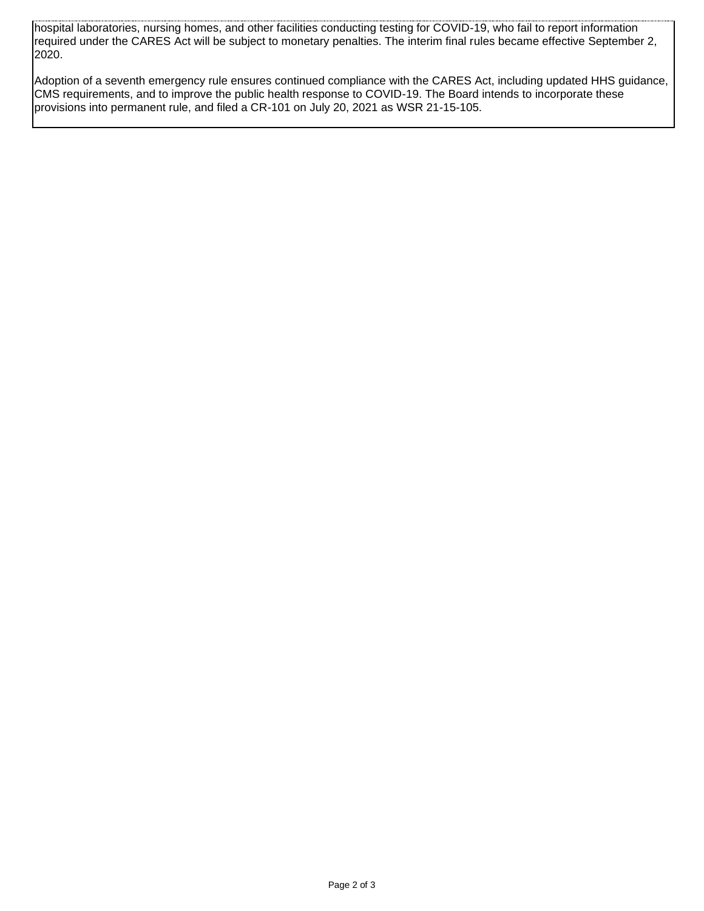hospital laboratories, nursing homes, and other facilities conducting testing for COVID-19, who fail to report information required under the CARES Act will be subject to monetary penalties. The interim final rules became effective September 2, 2020.

Adoption of a seventh emergency rule ensures continued compliance with the CARES Act, including updated HHS guidance, CMS requirements, and to improve the public health response to COVID-19. The Board intends to incorporate these provisions into permanent rule, and filed a CR-101 on July 20, 2021 as WSR 21-15-105.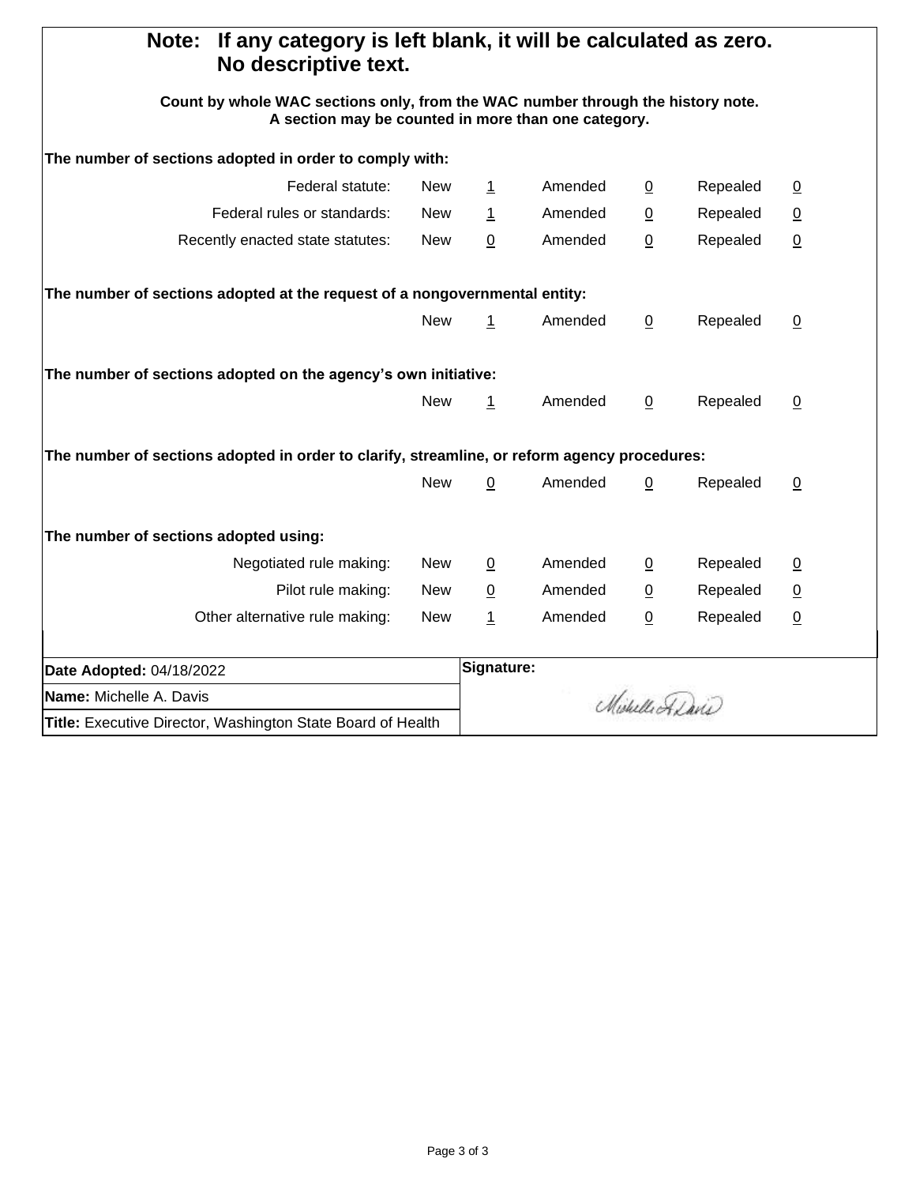**Note: If any category is left blank, it will be calculated as zero. No descriptive text.**

**Count by whole WAC sections only, from the WAC number through the history note. A section may be counted in more than one category.**

**The number of sections adopted in order to comply with:**

| | | | | | | |
|---|---|---|---|---|---|---|
| Federal statute: | New | 1 | Amended | 0 | Repealed | 0 |
| Federal rules or standards: | New | 1 | Amended | 0 | Repealed | 0 |
| Recently enacted state statutes: | New | 0 | Amended | 0 | Repealed | 0 |

**The number of sections adopted at the request of a nongovernmental entity:**

| | | | | | |
|---|---|---|---|---|---|
| New | 1 | Amended | 0 | Repealed | 0 |

**The number of sections adopted on the agency's own initiative:**

| | | | | | |
|---|---|---|---|---|---|
| New | 1 | Amended | 0 | Repealed | 0 |

**The number of sections adopted in order to clarify, streamline, or reform agency procedures:**

| | | | | | |
|---|---|---|---|---|---|
| New | 0 | Amended | 0 | Repealed | 0 |

**The number of sections adopted using:**

| | | | | | | |
|---|---|---|---|---|---|---|
| Negotiated rule making: | New | 0 | Amended | 0 | Repealed | 0 |
| Pilot rule making: | New | 0 | Amended | 0 | Repealed | 0 |
| Other alternative rule making: | New | 1 | Amended | 0 | Repealed | 0 |

| | |
|---|---|
| **Date Adopted:** 04/18/2022 | **Signature:** |
| **Name:** Michelle A. Davis | Michelle A. Davis |
| **Title:** Executive Director, Washington State Board of Health | |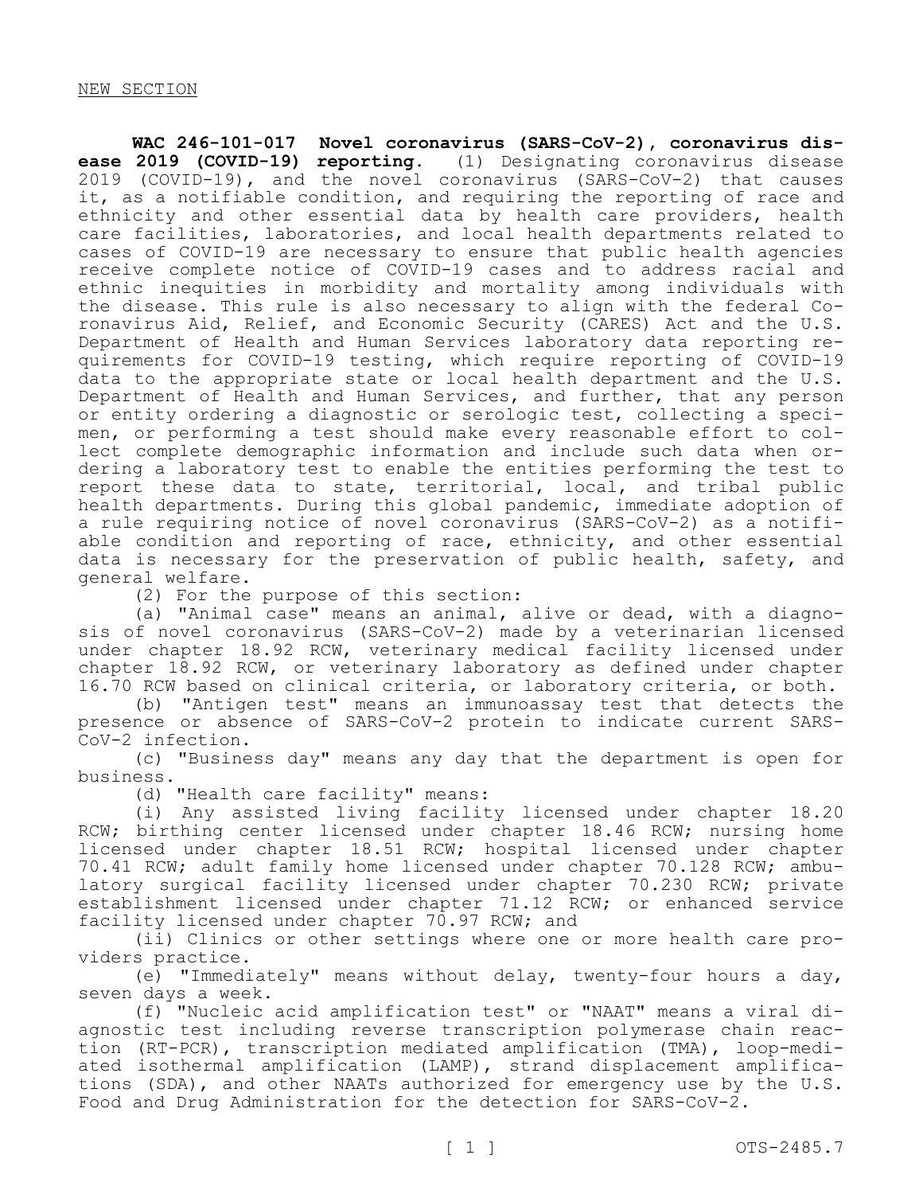NEW SECTION

**WAC 246-101-017 Novel coronavirus (SARS-CoV-2), coronavirus disease 2019 (COVID-19) reporting.** (1) Designating coronavirus disease 2019 (COVID-19), and the novel coronavirus (SARS-CoV-2) that causes it, as a notifiable condition, and requiring the reporting of race and ethnicity and other essential data by health care providers, health care facilities, laboratories, and local health departments related to cases of COVID-19 are necessary to ensure that public health agencies receive complete notice of COVID-19 cases and to address racial and ethnic inequities in morbidity and mortality among individuals with the disease. This rule is also necessary to align with the federal Coronavirus Aid, Relief, and Economic Security (CARES) Act and the U.S. Department of Health and Human Services laboratory data reporting requirements for COVID-19 testing, which require reporting of COVID-19 data to the appropriate state or local health department and the U.S. Department of Health and Human Services, and further, that any person or entity ordering a diagnostic or serologic test, collecting a specimen, or performing a test should make every reasonable effort to collect complete demographic information and include such data when ordering a laboratory test to enable the entities performing the test to report these data to state, territorial, local, and tribal public health departments. During this global pandemic, immediate adoption of a rule requiring notice of novel coronavirus (SARS-CoV-2) as a notifiable condition and reporting of race, ethnicity, and other essential data is necessary for the preservation of public health, safety, and general welfare.

(2) For the purpose of this section:

(a) "Animal case" means an animal, alive or dead, with a diagnosis of novel coronavirus (SARS-CoV-2) made by a veterinarian licensed under chapter 18.92 RCW, veterinary medical facility licensed under chapter 18.92 RCW, or veterinary laboratory as defined under chapter 16.70 RCW based on clinical criteria, or laboratory criteria, or both.

(b) "Antigen test" means an immunoassay test that detects the presence or absence of SARS-CoV-2 protein to indicate current SARS-CoV-2 infection.

(c) "Business day" means any day that the department is open for business.

(d) "Health care facility" means:

(i) Any assisted living facility licensed under chapter 18.20 RCW; birthing center licensed under chapter 18.46 RCW; nursing home licensed under chapter 18.51 RCW; hospital licensed under chapter 70.41 RCW; adult family home licensed under chapter 70.128 RCW; ambulatory surgical facility licensed under chapter 70.230 RCW; private establishment licensed under chapter 71.12 RCW; or enhanced service facility licensed under chapter 70.97 RCW; and

(ii) Clinics or other settings where one or more health care providers practice.

(e) "Immediately" means without delay, twenty-four hours a day, seven days a week.

(f) "Nucleic acid amplification test" or "NAAT" means a viral diagnostic test including reverse transcription polymerase chain reaction (RT-PCR), transcription mediated amplification (TMA), loop-mediated isothermal amplification (LAMP), strand displacement amplifications (SDA), and other NAATs authorized for emergency use by the U.S. Food and Drug Administration for the detection for SARS-CoV-2.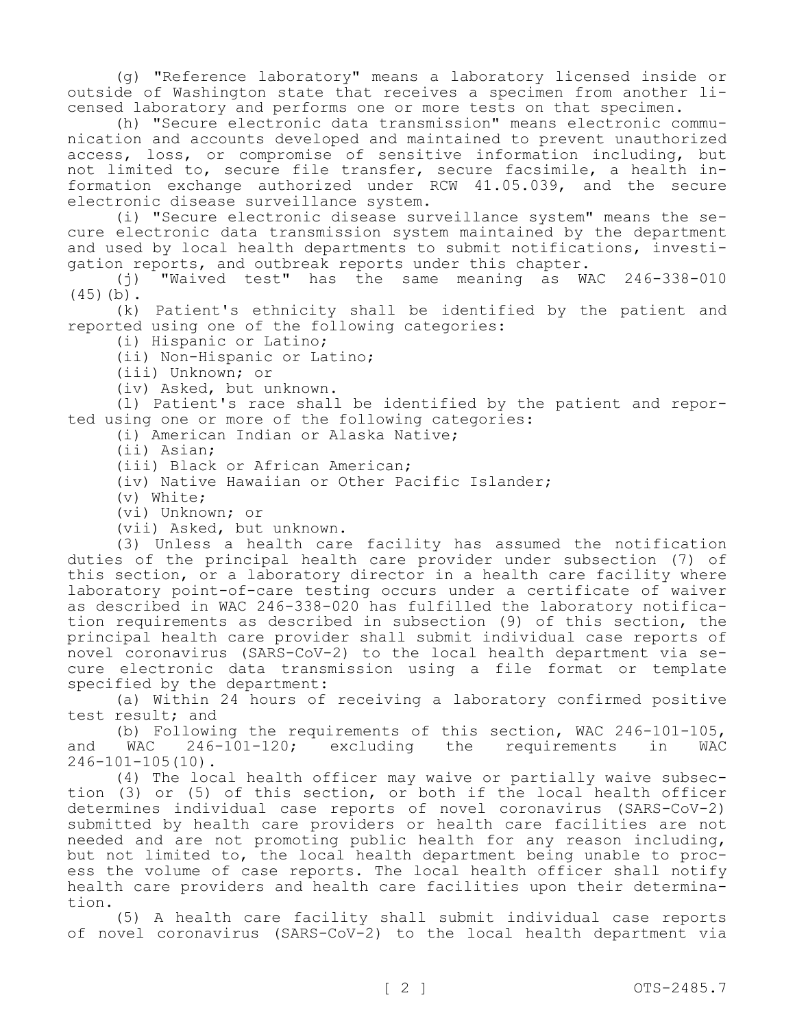(g) "Reference laboratory" means a laboratory licensed inside or outside of Washington state that receives a specimen from another licensed laboratory and performs one or more tests on that specimen.

(h) "Secure electronic data transmission" means electronic communication and accounts developed and maintained to prevent unauthorized access, loss, or compromise of sensitive information including, but not limited to, secure file transfer, secure facsimile, a health information exchange authorized under RCW 41.05.039, and the secure electronic disease surveillance system.

(i) "Secure electronic disease surveillance system" means the secure electronic data transmission system maintained by the department and used by local health departments to submit notifications, investigation reports, and outbreak reports under this chapter.

(j) "Waived test" has the same meaning as WAC 246-338-010 (45)(b).

(k) Patient's ethnicity shall be identified by the patient and reported using one of the following categories:

(i) Hispanic or Latino;

(ii) Non-Hispanic or Latino;

(iii) Unknown; or

(iv) Asked, but unknown.

(l) Patient's race shall be identified by the patient and reported using one or more of the following categories:

(i) American Indian or Alaska Native;

(ii) Asian;

(iii) Black or African American;

(iv) Native Hawaiian or Other Pacific Islander;

(v) White;

(vi) Unknown; or

(vii) Asked, but unknown.

(3) Unless a health care facility has assumed the notification duties of the principal health care provider under subsection (7) of this section, or a laboratory director in a health care facility where laboratory point-of-care testing occurs under a certificate of waiver as described in WAC 246-338-020 has fulfilled the laboratory notification requirements as described in subsection (9) of this section, the principal health care provider shall submit individual case reports of novel coronavirus (SARS-CoV-2) to the local health department via secure electronic data transmission using a file format or template specified by the department:

(a) Within 24 hours of receiving a laboratory confirmed positive test result; and

(b) Following the requirements of this section, WAC 246-101-105, and WAC 246-101-120; excluding the requirements in WAC 246-101-105(10).

(4) The local health officer may waive or partially waive subsection (3) or (5) of this section, or both if the local health officer determines individual case reports of novel coronavirus (SARS-CoV-2) submitted by health care providers or health care facilities are not needed and are not promoting public health for any reason including, but not limited to, the local health department being unable to process the volume of case reports. The local health officer shall notify health care providers and health care facilities upon their determination.

(5) A health care facility shall submit individual case reports of novel coronavirus (SARS-CoV-2) to the local health department via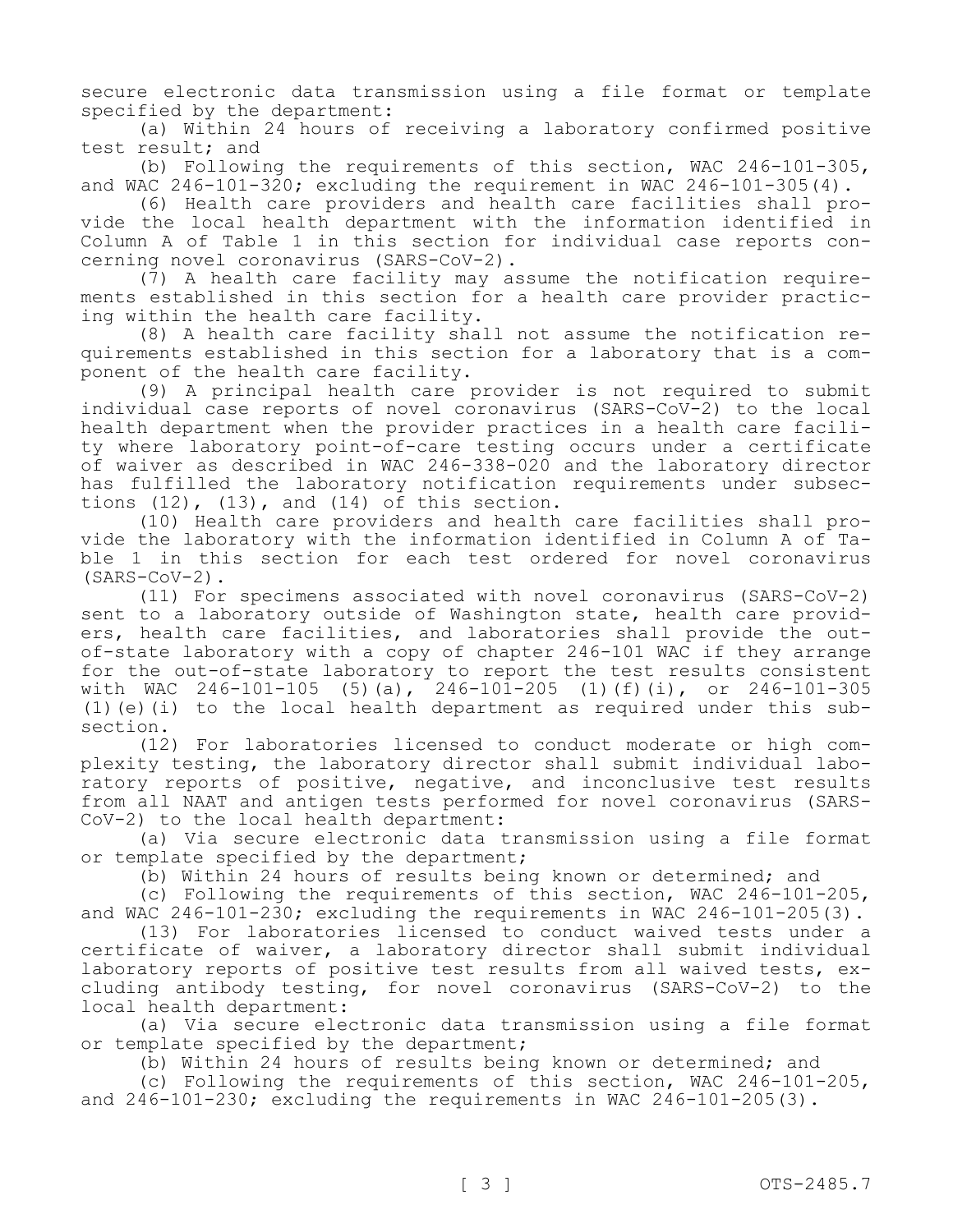secure electronic data transmission using a file format or template specified by the department:

(a) Within 24 hours of receiving a laboratory confirmed positive test result; and

(b) Following the requirements of this section, WAC 246-101-305, and WAC 246-101-320; excluding the requirement in WAC 246-101-305(4).

(6) Health care providers and health care facilities shall provide the local health department with the information identified in Column A of Table 1 in this section for individual case reports concerning novel coronavirus (SARS-CoV-2).

(7) A health care facility may assume the notification requirements established in this section for a health care provider practicing within the health care facility.

(8) A health care facility shall not assume the notification requirements established in this section for a laboratory that is a component of the health care facility.

(9) A principal health care provider is not required to submit individual case reports of novel coronavirus (SARS-CoV-2) to the local health department when the provider practices in a health care facility where laboratory point-of-care testing occurs under a certificate of waiver as described in WAC 246-338-020 and the laboratory director has fulfilled the laboratory notification requirements under subsections (12), (13), and (14) of this section.

(10) Health care providers and health care facilities shall provide the laboratory with the information identified in Column A of Table 1 in this section for each test ordered for novel coronavirus (SARS-CoV-2).

(11) For specimens associated with novel coronavirus (SARS-CoV-2) sent to a laboratory outside of Washington state, health care providers, health care facilities, and laboratories shall provide the out-of-state laboratory with a copy of chapter 246-101 WAC if they arrange for the out-of-state laboratory to report the test results consistent with WAC 246-101-105 (5)(a), 246-101-205 (1)(f)(i), or 246-101-305 (1)(e)(i) to the local health department as required under this subsection.

(12) For laboratories licensed to conduct moderate or high complexity testing, the laboratory director shall submit individual laboratory reports of positive, negative, and inconclusive test results from all NAAT and antigen tests performed for novel coronavirus (SARS-CoV-2) to the local health department:

(a) Via secure electronic data transmission using a file format or template specified by the department;

(b) Within 24 hours of results being known or determined; and

(c) Following the requirements of this section, WAC 246-101-205, and WAC 246-101-230; excluding the requirements in WAC 246-101-205(3).

(13) For laboratories licensed to conduct waived tests under a certificate of waiver, a laboratory director shall submit individual laboratory reports of positive test results from all waived tests, excluding antibody testing, for novel coronavirus (SARS-CoV-2) to the local health department:

(a) Via secure electronic data transmission using a file format or template specified by the department;

(b) Within 24 hours of results being known or determined; and

(c) Following the requirements of this section, WAC 246-101-205, and 246-101-230; excluding the requirements in WAC 246-101-205(3).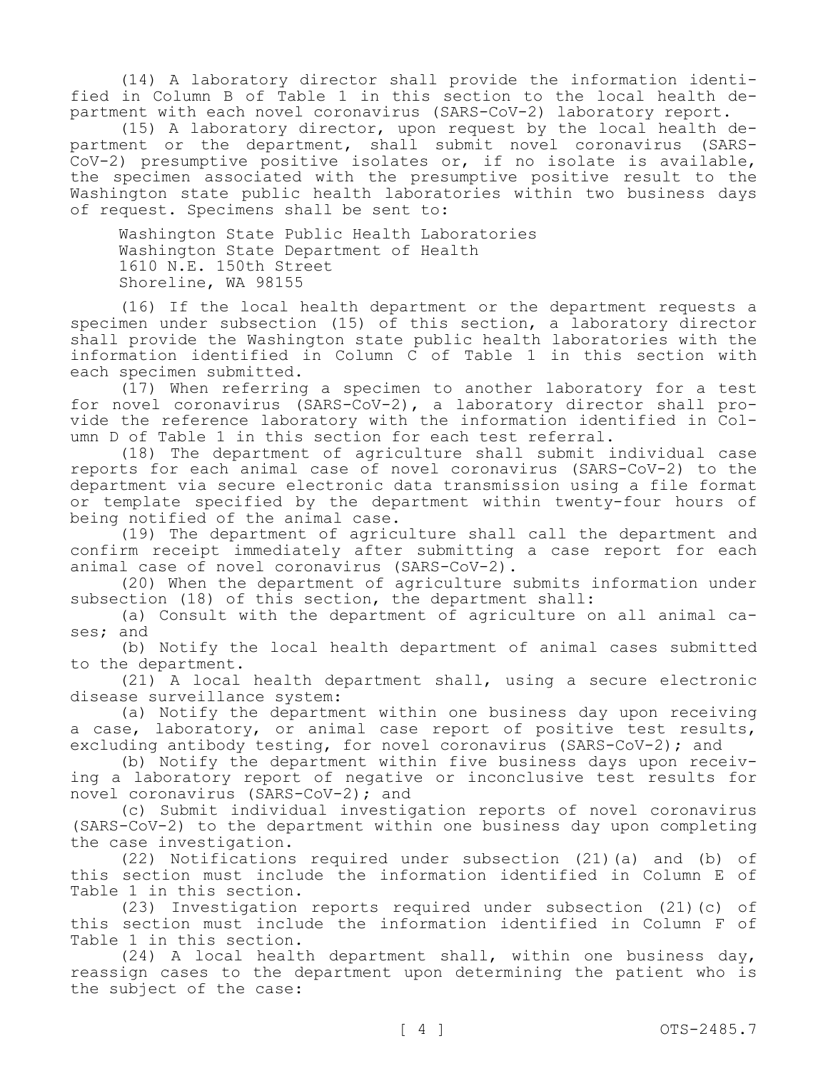(14) A laboratory director shall provide the information identified in Column B of Table 1 in this section to the local health department with each novel coronavirus (SARS-CoV-2) laboratory report.

(15) A laboratory director, upon request by the local health department or the department, shall submit novel coronavirus (SARS-CoV-2) presumptive positive isolates or, if no isolate is available, the specimen associated with the presumptive positive result to the Washington state public health laboratories within two business days of request. Specimens shall be sent to:

Washington State Public Health Laboratories
Washington State Department of Health
1610 N.E. 150th Street
Shoreline, WA 98155

(16) If the local health department or the department requests a specimen under subsection (15) of this section, a laboratory director shall provide the Washington state public health laboratories with the information identified in Column C of Table 1 in this section with each specimen submitted.

(17) When referring a specimen to another laboratory for a test for novel coronavirus (SARS-CoV-2), a laboratory director shall provide the reference laboratory with the information identified in Column D of Table 1 in this section for each test referral.

(18) The department of agriculture shall submit individual case reports for each animal case of novel coronavirus (SARS-CoV-2) to the department via secure electronic data transmission using a file format or template specified by the department within twenty-four hours of being notified of the animal case.

(19) The department of agriculture shall call the department and confirm receipt immediately after submitting a case report for each animal case of novel coronavirus (SARS-CoV-2).

(20) When the department of agriculture submits information under subsection (18) of this section, the department shall:

(a) Consult with the department of agriculture on all animal cases; and

(b) Notify the local health department of animal cases submitted to the department.

(21) A local health department shall, using a secure electronic disease surveillance system:

(a) Notify the department within one business day upon receiving a case, laboratory, or animal case report of positive test results, excluding antibody testing, for novel coronavirus (SARS-CoV-2); and

(b) Notify the department within five business days upon receiving a laboratory report of negative or inconclusive test results for novel coronavirus (SARS-CoV-2); and

(c) Submit individual investigation reports of novel coronavirus (SARS-CoV-2) to the department within one business day upon completing the case investigation.

(22) Notifications required under subsection (21)(a) and (b) of this section must include the information identified in Column E of Table 1 in this section.

(23) Investigation reports required under subsection (21)(c) of this section must include the information identified in Column F of Table 1 in this section.

(24) A local health department shall, within one business day, reassign cases to the department upon determining the patient who is the subject of the case: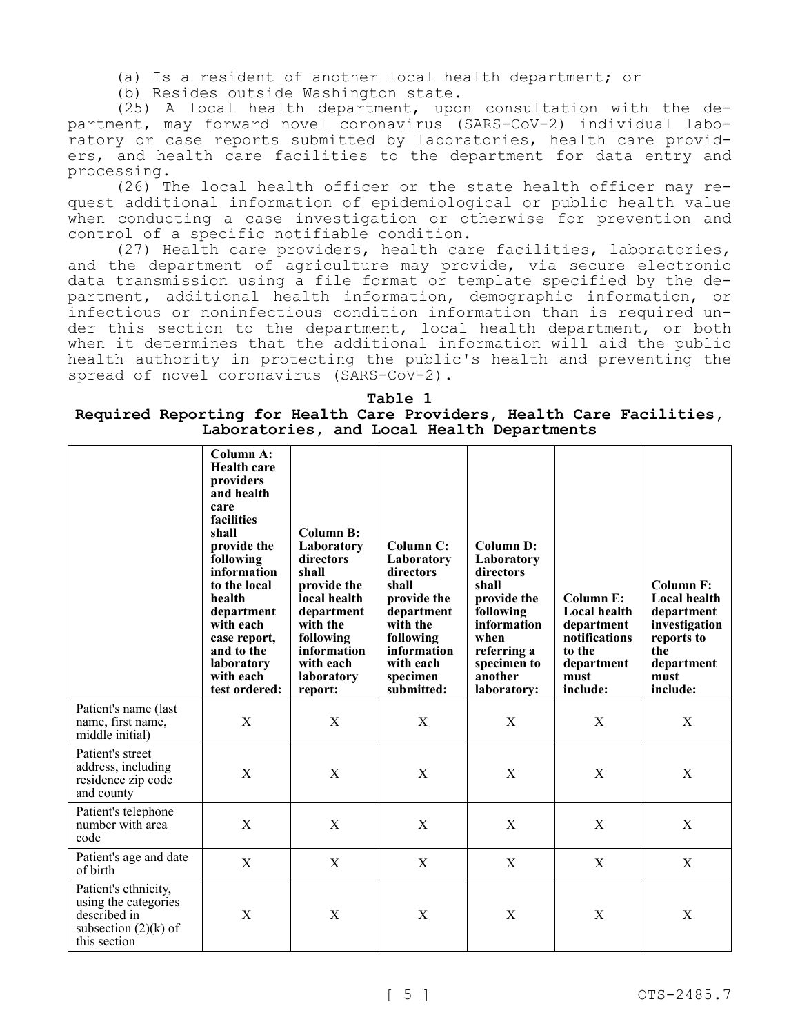(a) Is a resident of another local health department; or

(b) Resides outside Washington state.

(25) A local health department, upon consultation with the department, may forward novel coronavirus (SARS-CoV-2) individual laboratory or case reports submitted by laboratories, health care providers, and health care facilities to the department for data entry and processing.

(26) The local health officer or the state health officer may request additional information of epidemiological or public health value when conducting a case investigation or otherwise for prevention and control of a specific notifiable condition.

(27) Health care providers, health care facilities, laboratories, and the department of agriculture may provide, via secure electronic data transmission using a file format or template specified by the department, additional health information, demographic information, or infectious or noninfectious condition information than is required under this section to the department, local health department, or both when it determines that the additional information will aid the public health authority in protecting the public's health and preventing the spread of novel coronavirus (SARS-CoV-2).

**Table 1**
**Required Reporting for Health Care Providers, Health Care Facilities, Laboratories, and Local Health Departments**

| | **Column A: Health care providers and health care facilities shall provide the following information to the local health department with each case report, and to the laboratory with each test ordered:** | **Column B: Laboratory directors shall provide the local health department with the following information with each laboratory report:** | **Column C: Laboratory directors shall provide the department with the following information with each specimen submitted:** | **Column D: Laboratory directors shall provide the following information when referring a specimen to another laboratory:** | **Column E: Local health department notifications to the department must include:** | **Column F: Local health department investigation reports to the department must include:** |
|---|---|---|---|---|---|---|
| Patient's name (last name, first name, middle initial) | X | X | X | X | X | X |
| Patient's street address, including residence zip code and county | X | X | X | X | X | X |
| Patient's telephone number with area code | X | X | X | X | X | X |
| Patient's age and date of birth | X | X | X | X | X | X |
| Patient's ethnicity, using the categories described in subsection (2)(k) of this section | X | X | X | X | X | X |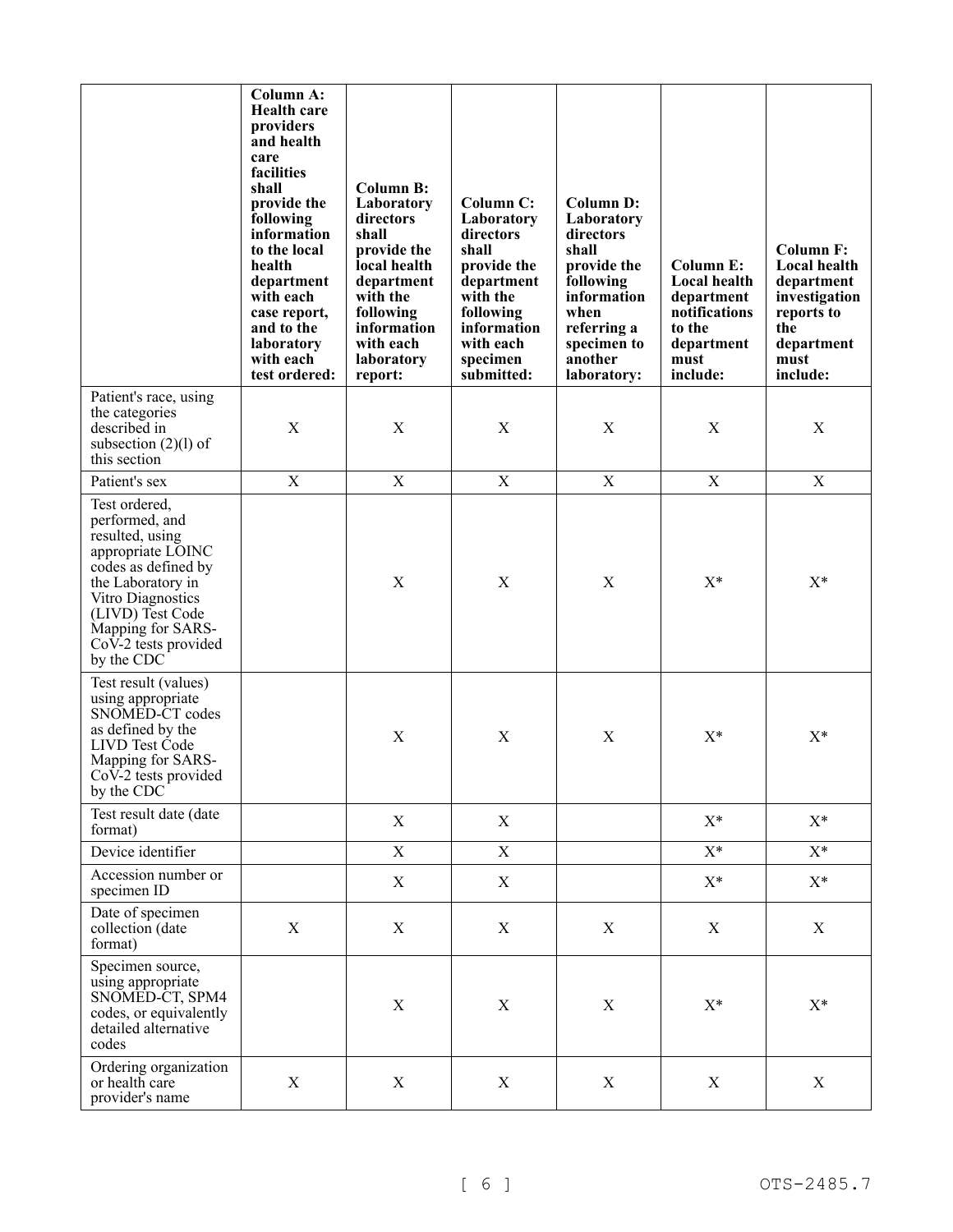| | Column A: Health care providers and health care facilities shall provide the following information to the local health department with each case report, and to the laboratory with each test ordered: | Column B: Laboratory directors shall provide the local health department with the following information with each laboratory report: | Column C: Laboratory directors shall provide the department with the following information with each specimen submitted: | Column D: Laboratory directors shall provide the following information when referring a specimen to another laboratory: | Column E: Local health department notifications to the department must include: | Column F: Local health department investigation reports to the department must include: |
|---|---|---|---|---|---|---|
| Patient's race, using the categories described in subsection (2)(l) of this section | X | X | X | X | X | X |
| Patient's sex | X | X | X | X | X | X |
| Test ordered, performed, and resulted, using appropriate LOINC codes as defined by the Laboratory in Vitro Diagnostics (LIVD) Test Code Mapping for SARS-CoV-2 tests provided by the CDC | | X | X | X | X* | X* |
| Test result (values) using appropriate SNOMED-CT codes as defined by the LIVD Test Code Mapping for SARS-CoV-2 tests provided by the CDC | | X | X | X | X* | X* |
| Test result date (date format) | | X | X | | X* | X* |
| Device identifier | | X | X | | X* | X* |
| Accession number or specimen ID | | X | X | | X* | X* |
| Date of specimen collection (date format) | X | X | X | X | X | X |
| Specimen source, using appropriate SNOMED-CT, SPM4 codes, or equivalently detailed alternative codes | | X | X | X | X* | X* |
| Ordering organization or health care provider's name | X | X | X | X | X | X |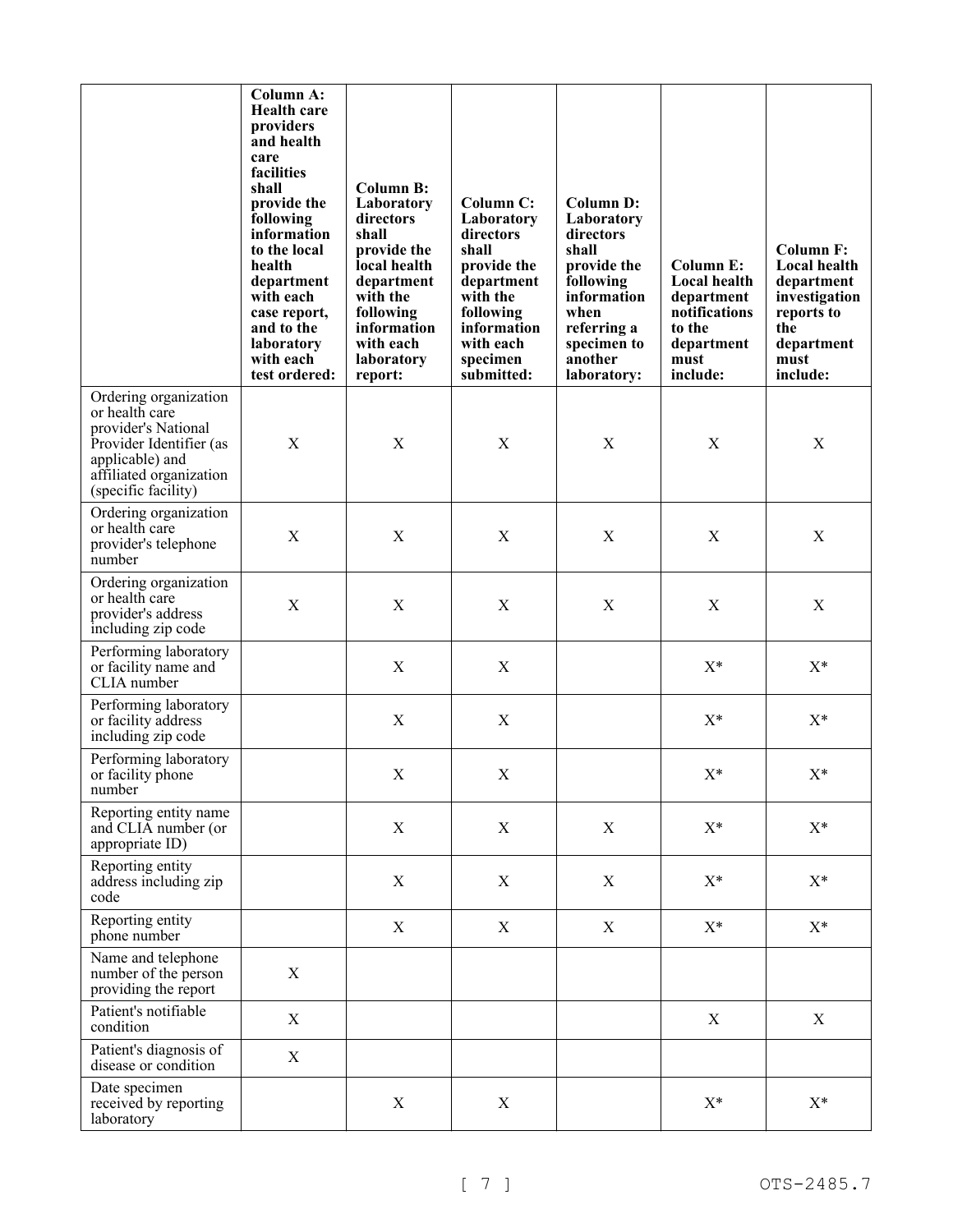| | Column A: Health care providers and health care facilities shall provide the following information to the local health department with each case report, and to the laboratory with each test ordered: | Column B: Laboratory directors shall provide the local health department with the following information with each laboratory report: | Column C: Laboratory directors shall provide the department with the following information with each specimen submitted: | Column D: Laboratory directors shall provide the following information when referring a specimen to another laboratory: | Column E: Local health department notifications to the department must include: | Column F: Local health department investigation reports to the department must include: |
|---|---|---|---|---|---|---|
| Ordering organization or health care provider's National Provider Identifier (as applicable) and affiliated organization (specific facility) | X | X | X | X | X | X |
| Ordering organization or health care provider's telephone number | X | X | X | X | X | X |
| Ordering organization or health care provider's address including zip code | X | X | X | X | X | X |
| Performing laboratory or facility name and CLIA number | | X | X | | X* | X* |
| Performing laboratory or facility address including zip code | | X | X | | X* | X* |
| Performing laboratory or facility phone number | | X | X | | X* | X* |
| Reporting entity name and CLIA number (or appropriate ID) | | X | X | X | X* | X* |
| Reporting entity address including zip code | | X | X | X | X* | X* |
| Reporting entity phone number | | X | X | X | X* | X* |
| Name and telephone number of the person providing the report | X | | | | | |
| Patient's notifiable condition | X | | | | X | X |
| Patient's diagnosis of disease or condition | X | | | | | |
| Date specimen received by reporting laboratory | | X | X | | X* | X* |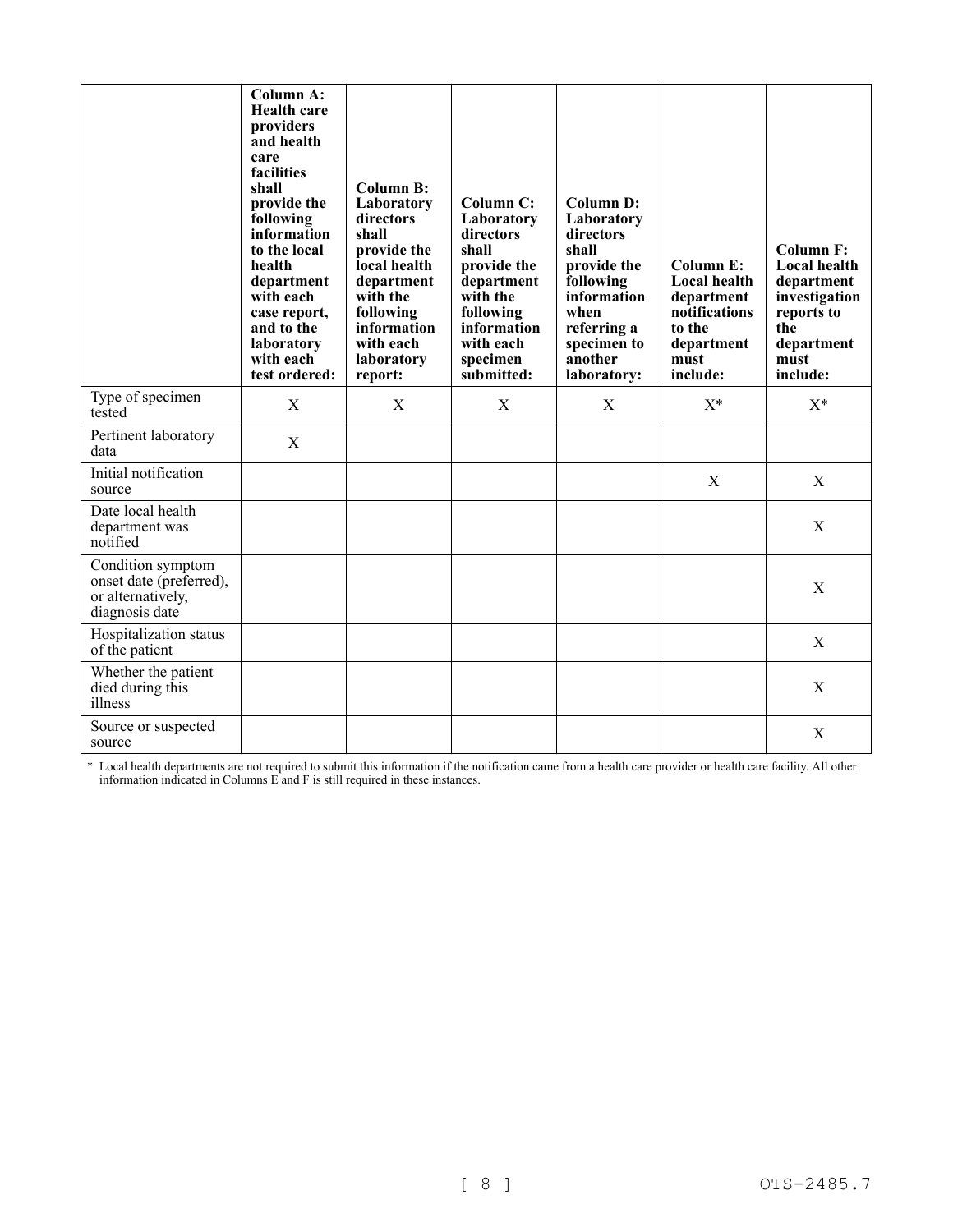| | Column A: Health care providers and health care facilities shall provide the following information to the local health department with each case report, and to the laboratory with each test ordered: | Column B: Laboratory directors shall provide the local health department with the following information with each laboratory report: | Column C: Laboratory directors shall provide the department with the following information with each specimen submitted: | Column D: Laboratory directors shall provide the following information when referring a specimen to another laboratory: | Column E: Local health department notifications to the department must include: | Column F: Local health department investigation reports to the department must include: |
|---|---|---|---|---|---|---|
| Type of specimen tested | X | X | X | X | X* | X* |
| Pertinent laboratory data | X | | | | | |
| Initial notification source | | | | | X | X |
| Date local health department was notified | | | | | | X |
| Condition symptom onset date (preferred), or alternatively, diagnosis date | | | | | | X |
| Hospitalization status of the patient | | | | | | X |
| Whether the patient died during this illness | | | | | | X |
| Source or suspected source | | | | | | X |

\* Local health departments are not required to submit this information if the notification came from a health care provider or health care facility. All other information indicated in Columns E and F is still required in these instances.